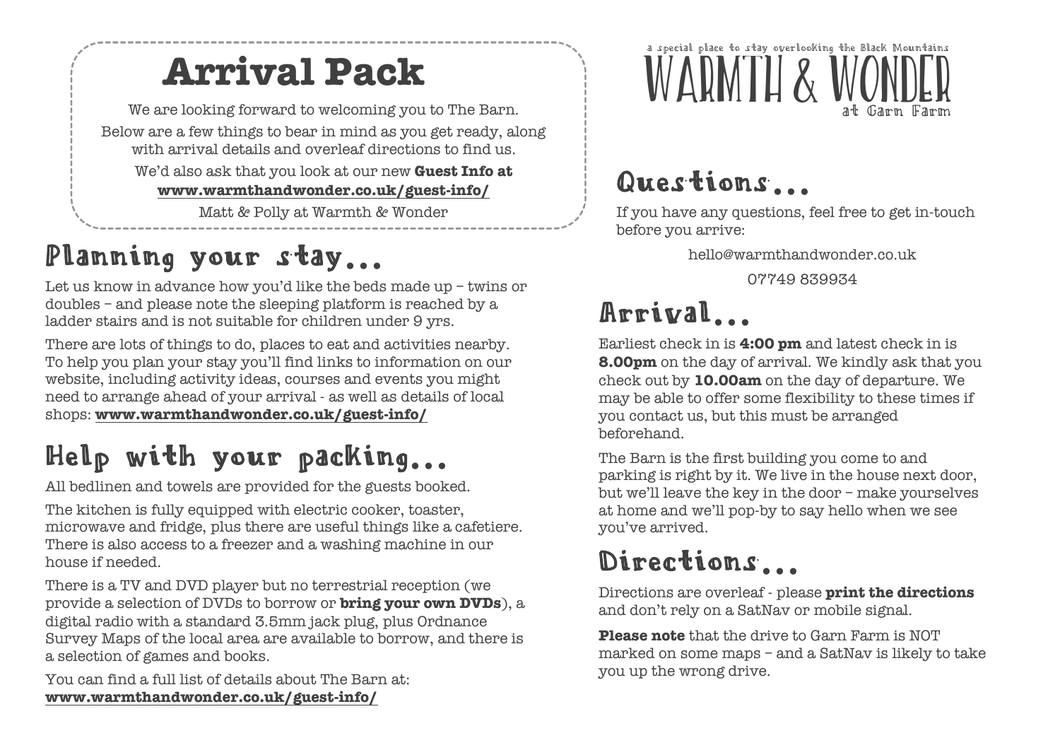# Arrival Pack

We are looking forward to welcoming you to The Barn.

Below are a few things to bear in mind as you get ready, along with arrival details and overleaf directions to find us.

We'd also ask that you look at our new **Guest Info at www.warmthandwonder.co.uk/guest-info/**

Matt & Polly at Warmth & Wonder

## Planning your stay...

Let us know in advance how you'd like the beds made up – twins or doubles – and please note the sleeping platform is reached by a ladder stairs and is not suitable for children under 9 yrs.

There are lots of things to do, places to eat and activities nearby. To help you plan your stay you'll find links to information on our website, including activity ideas, courses and events you might need to arrange ahead of your arrival - as well as details of local shops: **www.warmthandwonder.co.uk/guest-info/**

## Help with your packing...

All bedlinen and towels are provided for the guests booked.

The kitchen is fully equipped with electric cooker, toaster, microwave and fridge, plus there are useful things like a cafetiere. There is also access to a freezer and a washing machine in our house if needed.

There is a TV and DVD player but no terrestrial reception (we provide a selection of DVDs to borrow or **bring your own DVDs**), a digital radio with a standard 3.5mm jack plug, plus Ordnance Survey Maps of the local area are available to borrow, and there is a selection of games and books.

You can find a full list of details about The Barn at: **www.warmthandwonder.co.uk/guest-info/**

a special place to stay overlooking the Black Mountains

WARMTH & WONDER

at Garn Farm

## Questions...

If you have any questions, feel free to get in-touch before you arrive:

hello@warmthandwonder.co.uk

07749 839934

## Arrival...

Earliest check in is **4:00 pm** and latest check in is **8.00pm** on the day of arrival. We kindly ask that you check out by **10.00am** on the day of departure. We may be able to offer some flexibility to these times if you contact us, but this must be arranged beforehand.

The Barn is the first building you come to and parking is right by it. We live in the house next door, but we'll leave the key in the door – make yourselves at home and we'll pop-by to say hello when we see you've arrived.

## Directions...

Directions are overleaf - please **print the directions** and don't rely on a SatNav or mobile signal.

**Please note** that the drive to Garn Farm is NOT marked on some maps – and a SatNav is likely to take you up the wrong drive.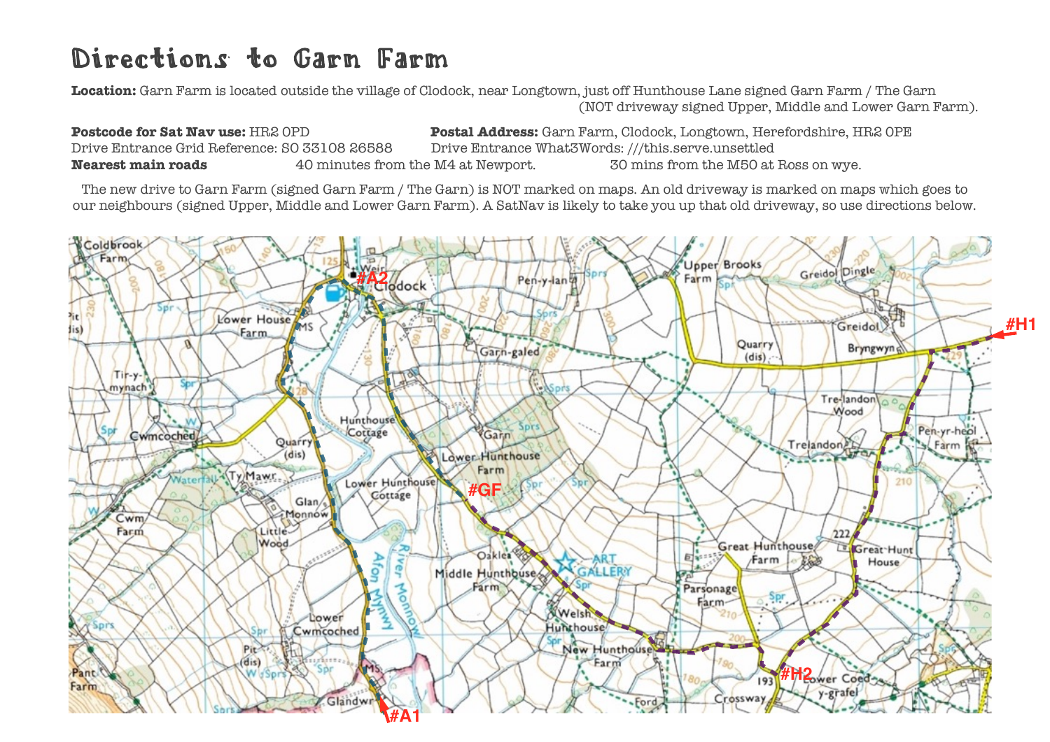# Directions to Garn Farm

**Location:** Garn Farm is located outside the village of Clodock, near Longtown, just off Hunthouse Lane signed Garn Farm / The Garn (NOT driveway signed Upper, Middle and Lower Garn Farm).

**Postcode for Sat Nav use:** HR2 0PD
Drive Entrance Grid Reference: SO 33108 26588

**Postal Address:** Garn Farm, Clodock, Longtown, Herefordshire, HR2 0PE
Drive Entrance What3Words: ///this.serve.unsettled

**Nearest main roads** 40 minutes from the M4 at Newport. 30 mins from the M50 at Ross on wye.

The new drive to Garn Farm (signed Garn Farm / The Garn) is NOT marked on maps. An old driveway is marked on maps which goes to our neighbours (signed Upper, Middle and Lower Garn Farm). A SatNav is likely to take you up that old driveway, so use directions below.

#A2
#H1
#GF
#H2
#A1
ART GALLERY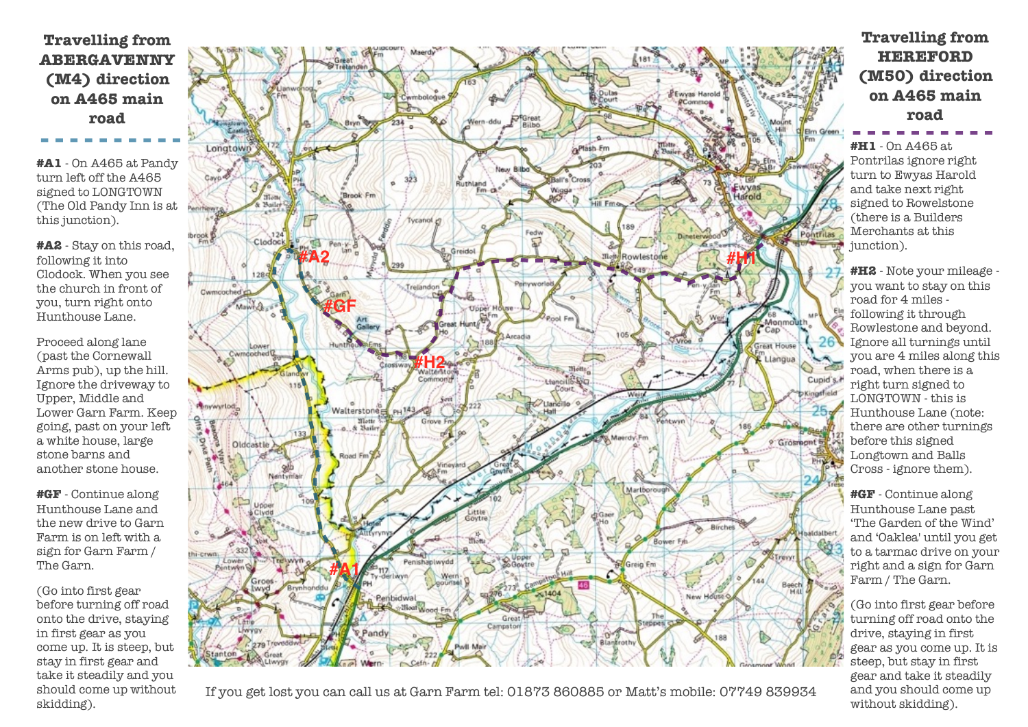## Travelling from ABERGAVENNY (M4) direction on A465 main road

**#A1** - On A465 at Pandy turn left off the A465 signed to LONGTOWN (The Old Pandy Inn is at this junction).

**#A2** - Stay on this road, following it into Clodock. When you see the church in front of you, turn right onto Hunthouse Lane.

Proceed along lane (past the Cornewall Arms pub), up the hill. Ignore the driveway to Upper, Middle and Lower Garn Farm. Keep going, past on your left a white house, large stone barns and another stone house.

**#GF** - Continue along Hunthouse Lane and the new drive to Garn Farm is on left with a sign for Garn Farm / The Garn.

(Go into first gear before turning off road onto the drive, staying in first gear as you come up. It is steep, but stay in first gear and take it steadily and you should come up without skidding).

## Travelling from HEREFORD (M50) direction on A465 main road

**#H1** - On A465 at Pontrilas ignore right turn to Ewyas Harold and take next right signed to Rowelstone (there is a Builders Merchants at this junction).

**#H2** - Note your mileage - you want to stay on this road for 4 miles - following it through Rowlestone and beyond. Ignore all turnings until you are 4 miles along this road, when there is a right turn signed to LONGTOWN - this is Hunthouse Lane (note: there are other turnings before this signed Longtown and Balls Cross - ignore them).

**#GF** - Continue along Hunthouse Lane past 'The Garden of the Wind' and 'Oaklea' until you get to a tarmac drive on your right and a sign for Garn Farm / The Garn.

(Go into first gear before turning off road onto the drive, staying in first gear as you come up. It is steep, but stay in first gear and take it steadily and you should come up without skidding).

If you get lost you can call us at Garn Farm tel: 01873 860885 or Matt's mobile: 07749 839934